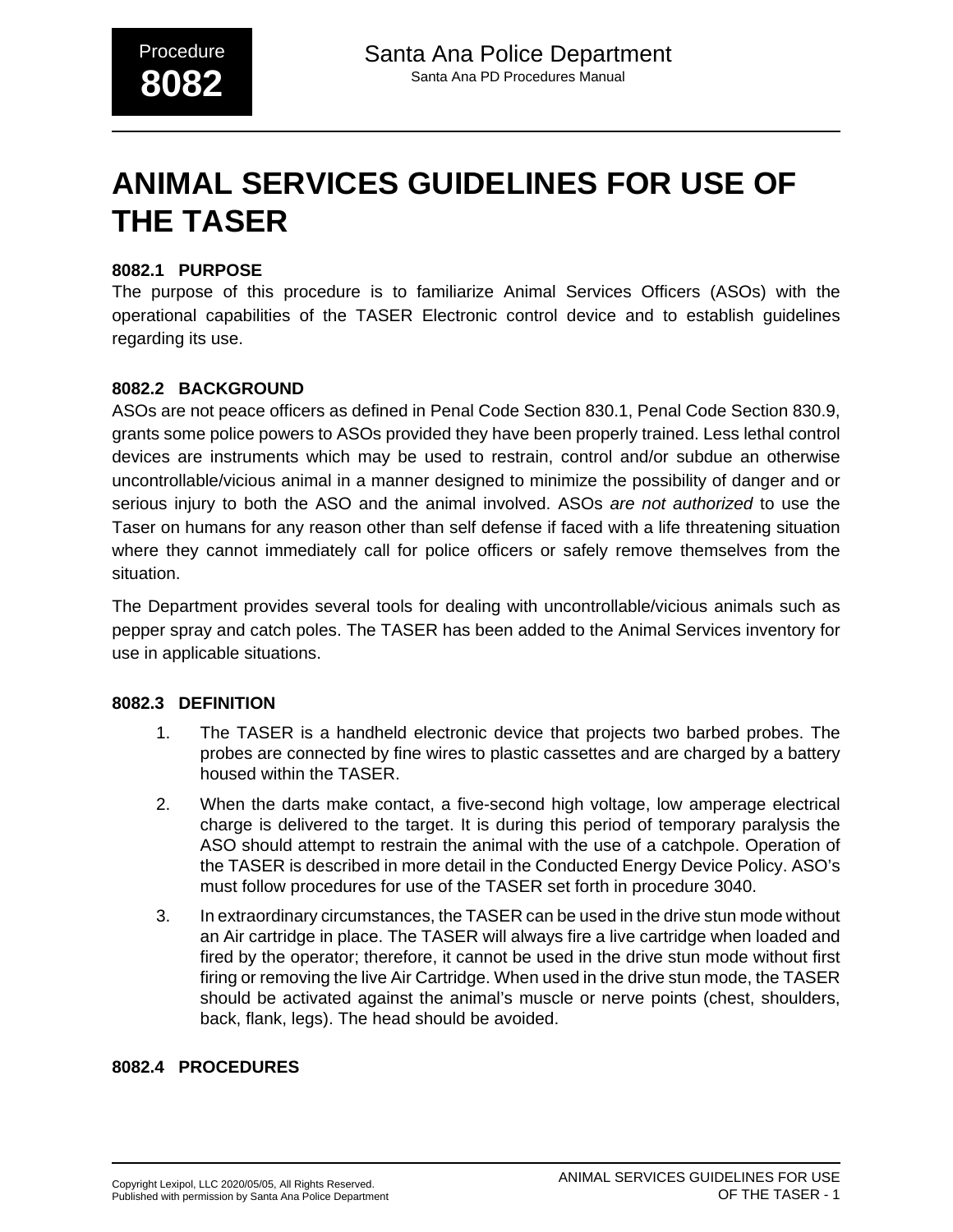Procedure **8082**

Santa Ana Police Department

Santa Ana PD Procedures Manual

# ANIMAL SERVICES GUIDELINES FOR USE OF THE TASER

### 8082.1 PURPOSE

The purpose of this procedure is to familiarize Animal Services Officers (ASOs) with the operational capabilities of the TASER Electronic control device and to establish guidelines regarding its use.

### 8082.2 BACKGROUND

ASOs are not peace officers as defined in Penal Code Section 830.1, Penal Code Section 830.9, grants some police powers to ASOs provided they have been properly trained. Less lethal control devices are instruments which may be used to restrain, control and/or subdue an otherwise uncontrollable/vicious animal in a manner designed to minimize the possibility of danger and or serious injury to both the ASO and the animal involved. ASOs *are not authorized* to use the Taser on humans for any reason other than self defense if faced with a life threatening situation where they cannot immediately call for police officers or safely remove themselves from the situation.

The Department provides several tools for dealing with uncontrollable/vicious animals such as pepper spray and catch poles. The TASER has been added to the Animal Services inventory for use in applicable situations.

### 8082.3 DEFINITION

1. The TASER is a handheld electronic device that projects two barbed probes. The probes are connected by fine wires to plastic cassettes and are charged by a battery housed within the TASER.
2. When the darts make contact, a five-second high voltage, low amperage electrical charge is delivered to the target. It is during this period of temporary paralysis the ASO should attempt to restrain the animal with the use of a catchpole. Operation of the TASER is described in more detail in the Conducted Energy Device Policy. ASO's must follow procedures for use of the TASER set forth in procedure 3040.
3. In extraordinary circumstances, the TASER can be used in the drive stun mode without an Air cartridge in place. The TASER will always fire a live cartridge when loaded and fired by the operator; therefore, it cannot be used in the drive stun mode without first firing or removing the live Air Cartridge. When used in the drive stun mode, the TASER should be activated against the animal's muscle or nerve points (chest, shoulders, back, flank, legs). The head should be avoided.

### 8082.4 PROCEDURES

Copyright Lexipol, LLC 2020/05/05, All Rights Reserved.
Published with permission by Santa Ana Police Department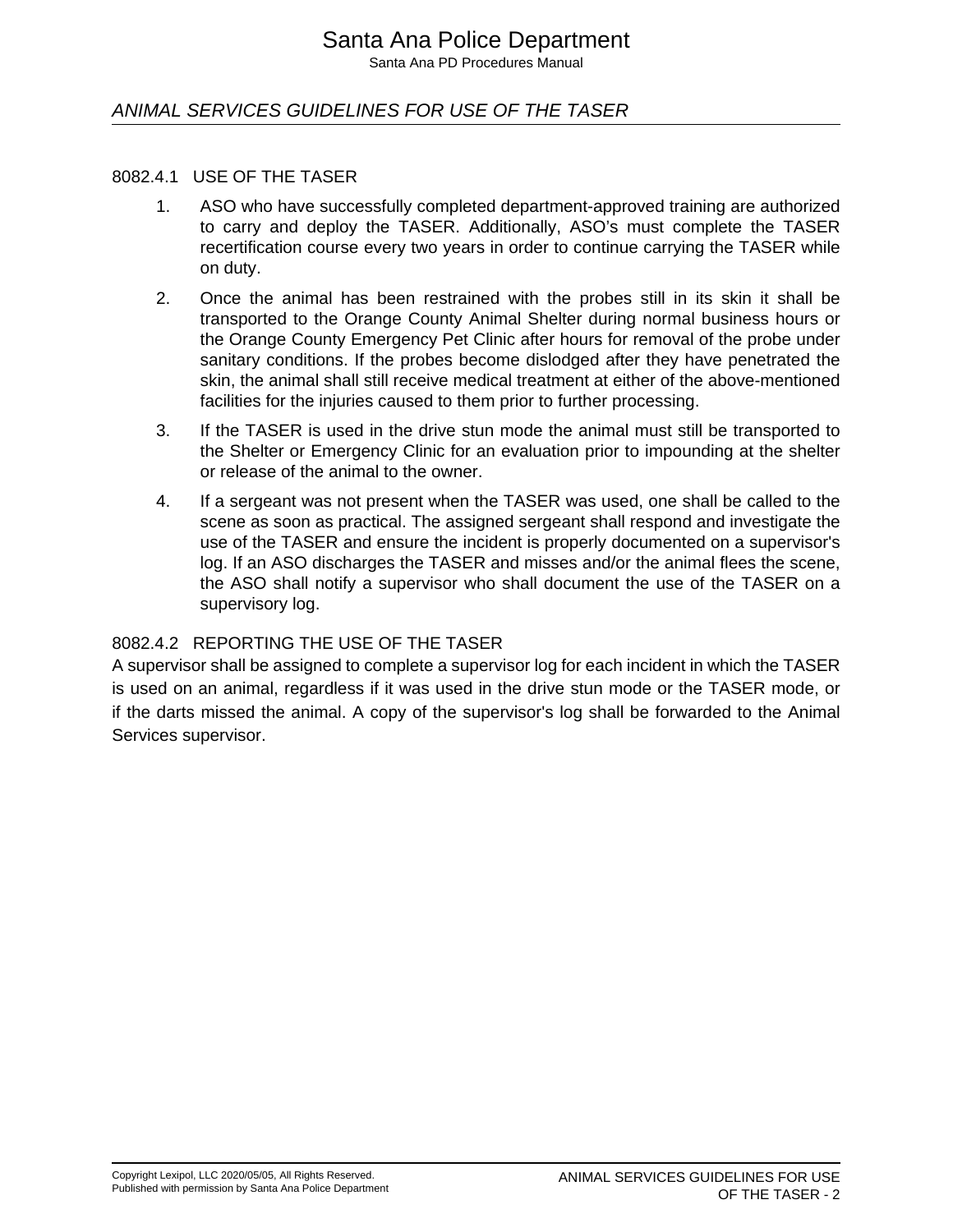### 8082.4.1 USE OF THE TASER

1. ASO who have successfully completed department-approved training are authorized to carry and deploy the TASER. Additionally, ASO’s must complete the TASER recertification course every two years in order to continue carrying the TASER while on duty.
2. Once the animal has been restrained with the probes still in its skin it shall be transported to the Orange County Animal Shelter during normal business hours or the Orange County Emergency Pet Clinic after hours for removal of the probe under sanitary conditions. If the probes become dislodged after they have penetrated the skin, the animal shall still receive medical treatment at either of the above-mentioned facilities for the injuries caused to them prior to further processing.
3. If the TASER is used in the drive stun mode the animal must still be transported to the Shelter or Emergency Clinic for an evaluation prior to impounding at the shelter or release of the animal to the owner.
4. If a sergeant was not present when the TASER was used, one shall be called to the scene as soon as practical. The assigned sergeant shall respond and investigate the use of the TASER and ensure the incident is properly documented on a supervisor's log. If an ASO discharges the TASER and misses and/or the animal flees the scene, the ASO shall notify a supervisor who shall document the use of the TASER on a supervisory log.

### 8082.4.2 REPORTING THE USE OF THE TASER

A supervisor shall be assigned to complete a supervisor log for each incident in which the TASER is used on an animal, regardless if it was used in the drive stun mode or the TASER mode, or if the darts missed the animal. A copy of the supervisor's log shall be forwarded to the Animal Services supervisor.